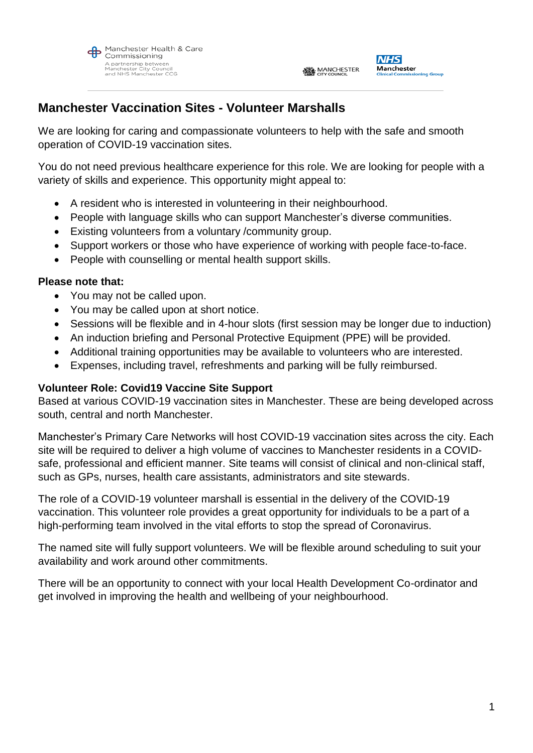Manchester Health & Care Commissioning
A partnership between Manchester City Council and NHS Manchester CCG

MANCHESTER CITY COUNCIL

NHS Manchester Clinical Commissioning Group

# Manchester Vaccination Sites - Volunteer Marshalls

We are looking for caring and compassionate volunteers to help with the safe and smooth operation of COVID-19 vaccination sites.

You do not need previous healthcare experience for this role. We are looking for people with a variety of skills and experience. This opportunity might appeal to:

- A resident who is interested in volunteering in their neighbourhood.
- People with language skills who can support Manchester's diverse communities.
- Existing volunteers from a voluntary /community group.
- Support workers or those who have experience of working with people face-to-face.
- People with counselling or mental health support skills.

**Please note that:**

- You may not be called upon.
- You may be called upon at short notice.
- Sessions will be flexible and in 4-hour slots (first session may be longer due to induction)
- An induction briefing and Personal Protective Equipment (PPE) will be provided.
- Additional training opportunities may be available to volunteers who are interested.
- Expenses, including travel, refreshments and parking will be fully reimbursed.

**Volunteer Role: Covid19 Vaccine Site Support**

Based at various COVID-19 vaccination sites in Manchester. These are being developed across south, central and north Manchester.

Manchester's Primary Care Networks will host COVID-19 vaccination sites across the city. Each site will be required to deliver a high volume of vaccines to Manchester residents in a COVID-safe, professional and efficient manner. Site teams will consist of clinical and non-clinical staff, such as GPs, nurses, health care assistants, administrators and site stewards.

The role of a COVID-19 volunteer marshall is essential in the delivery of the COVID-19 vaccination. This volunteer role provides a great opportunity for individuals to be a part of a high-performing team involved in the vital efforts to stop the spread of Coronavirus.

The named site will fully support volunteers. We will be flexible around scheduling to suit your availability and work around other commitments.

There will be an opportunity to connect with your local Health Development Co-ordinator and get involved in improving the health and wellbeing of your neighbourhood.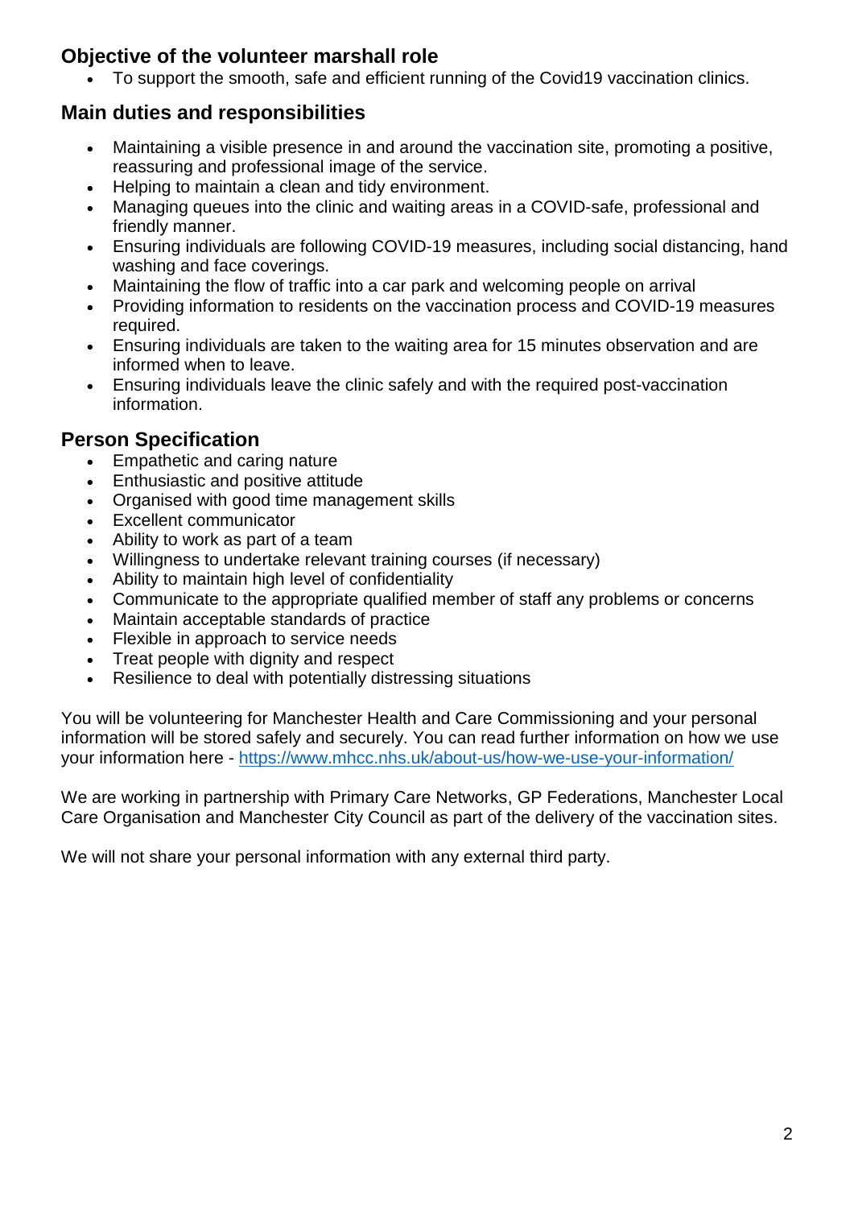## Objective of the volunteer marshall role

- To support the smooth, safe and efficient running of the Covid19 vaccination clinics.

## Main duties and responsibilities

- Maintaining a visible presence in and around the vaccination site, promoting a positive, reassuring and professional image of the service.
- Helping to maintain a clean and tidy environment.
- Managing queues into the clinic and waiting areas in a COVID-safe, professional and friendly manner.
- Ensuring individuals are following COVID-19 measures, including social distancing, hand washing and face coverings.
- Maintaining the flow of traffic into a car park and welcoming people on arrival
- Providing information to residents on the vaccination process and COVID-19 measures required.
- Ensuring individuals are taken to the waiting area for 15 minutes observation and are informed when to leave.
- Ensuring individuals leave the clinic safely and with the required post-vaccination information.

## Person Specification

- Empathetic and caring nature
- Enthusiastic and positive attitude
- Organised with good time management skills
- Excellent communicator
- Ability to work as part of a team
- Willingness to undertake relevant training courses (if necessary)
- Ability to maintain high level of confidentiality
- Communicate to the appropriate qualified member of staff any problems or concerns
- Maintain acceptable standards of practice
- Flexible in approach to service needs
- Treat people with dignity and respect
- Resilience to deal with potentially distressing situations

You will be volunteering for Manchester Health and Care Commissioning and your personal information will be stored safely and securely. You can read further information on how we use your information here - [https://www.mhcc.nhs.uk/about-us/how-we-use-your-information/](https://www.mhcc.nhs.uk/about-us/how-we-use-your-information/)

We are working in partnership with Primary Care Networks, GP Federations, Manchester Local Care Organisation and Manchester City Council as part of the delivery of the vaccination sites.

We will not share your personal information with any external third party.